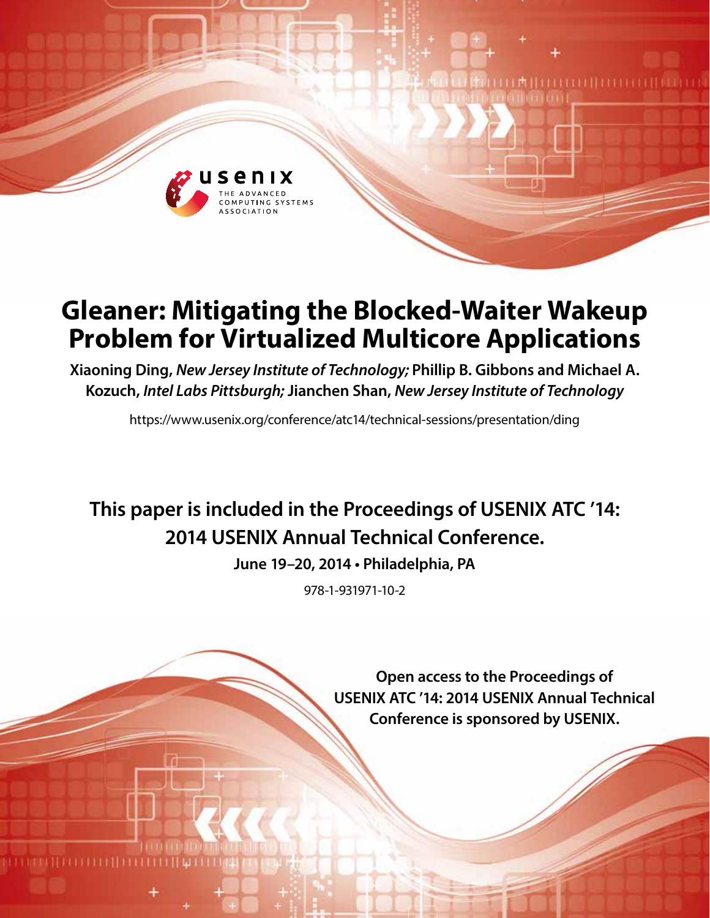# Gleaner: Mitigating the Blocked-Waiter Wakeup Problem for Virtualized Multicore Applications

**Xiaoning Ding,** ***New Jersey Institute of Technology;*** **Phillip B. Gibbons and Michael A. Kozuch,** ***Intel Labs Pittsburgh;*** **Jianchen Shan,** ***New Jersey Institute of Technology***

https://www.usenix.org/conference/atc14/technical-sessions/presentation/ding

**This paper is included in the Proceedings of USENIX ATC '14: 2014 USENIX Annual Technical Conference.**

**June 19–20, 2014 • Philadelphia, PA**

978-1-931971-10-2

**Open access to the Proceedings of USENIX ATC '14: 2014 USENIX Annual Technical Conference is sponsored by USENIX.**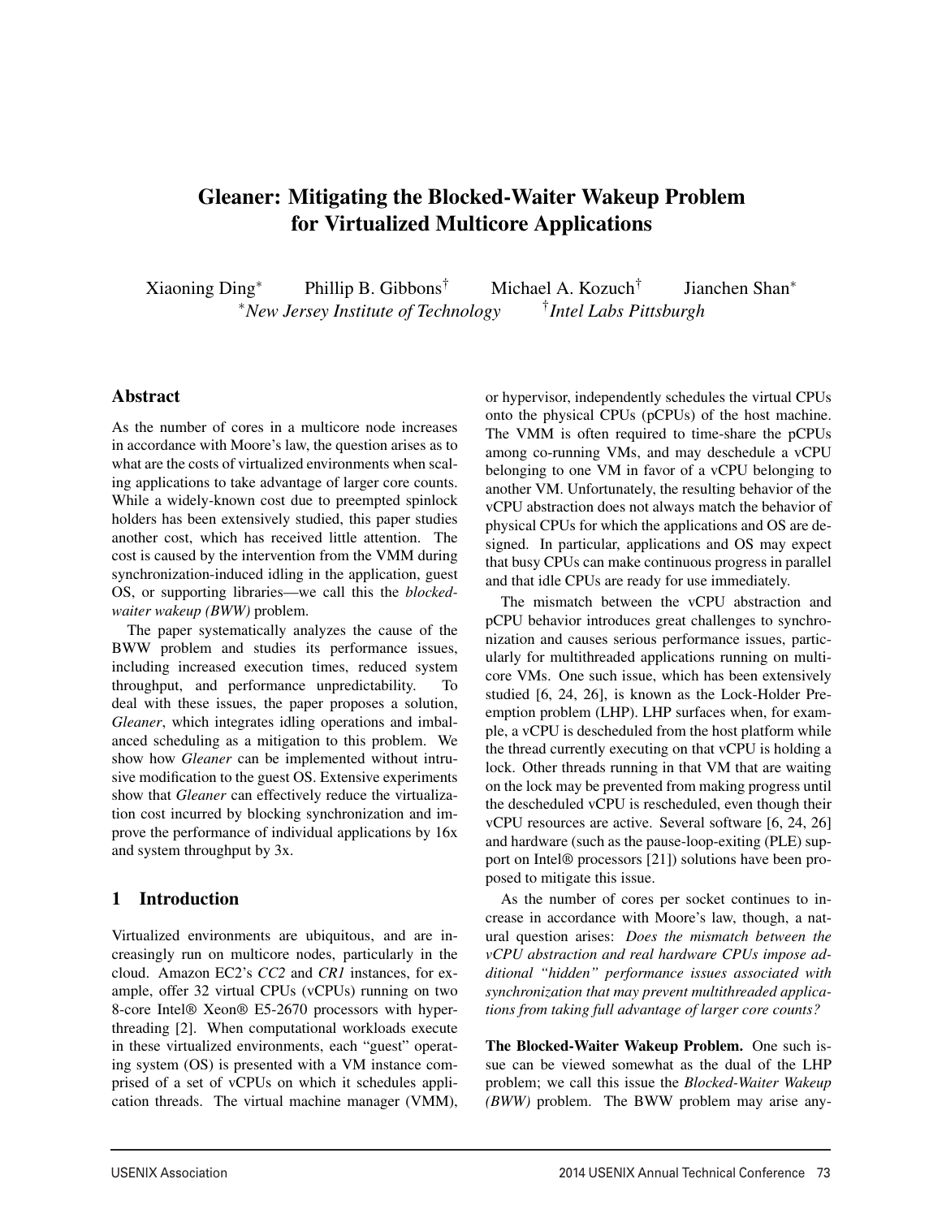# Gleaner: Mitigating the Blocked-Waiter Wakeup Problem for Virtualized Multicore Applications

Xiaoning Ding[*] Phillip B. Gibbons[†] Michael A. Kozuch[†] Jianchen Shan[*]

[*]*New Jersey Institute of Technology* [†]*Intel Labs Pittsburgh*

## Abstract

As the number of cores in a multicore node increases in accordance with Moore's law, the question arises as to what are the costs of virtualized environments when scaling applications to take advantage of larger core counts. While a widely-known cost due to preempted spinlock holders has been extensively studied, this paper studies another cost, which has received little attention. The cost is caused by the intervention from the VMM during synchronization-induced idling in the application, guest OS, or supporting libraries—we call this the *blocked-waiter wakeup (BWW)* problem.

The paper systematically analyzes the cause of the BWW problem and studies its performance issues, including increased execution times, reduced system throughput, and performance unpredictability. To deal with these issues, the paper proposes a solution, *Gleaner*, which integrates idling operations and imbalanced scheduling as a mitigation to this problem. We show how *Gleaner* can be implemented without intrusive modification to the guest OS. Extensive experiments show that *Gleaner* can effectively reduce the virtualization cost incurred by blocking synchronization and improve the performance of individual applications by 16x and system throughput by 3x.

## 1 Introduction

Virtualized environments are ubiquitous, and are increasingly run on multicore nodes, particularly in the cloud. Amazon EC2's *CC2* and *CR1* instances, for example, offer 32 virtual CPUs (vCPUs) running on two 8-core Intel® Xeon® E5-2670 processors with hyperthreading [2]. When computational workloads execute in these virtualized environments, each "guest" operating system (OS) is presented with a VM instance comprised of a set of vCPUs on which it schedules application threads. The virtual machine manager (VMM), or hypervisor, independently schedules the virtual CPUs onto the physical CPUs (pCPUs) of the host machine. The VMM is often required to time-share the pCPUs among co-running VMs, and may deschedule a vCPU belonging to one VM in favor of a vCPU belonging to another VM. Unfortunately, the resulting behavior of the vCPU abstraction does not always match the behavior of physical CPUs for which the applications and OS are designed. In particular, applications and OS may expect that busy CPUs can make continuous progress in parallel and that idle CPUs are ready for use immediately.

The mismatch between the vCPU abstraction and pCPU behavior introduces great challenges to synchronization and causes serious performance issues, particularly for multithreaded applications running on multicore VMs. One such issue, which has been extensively studied [6, 24, 26], is known as the Lock-Holder Preemption problem (LHP). LHP surfaces when, for example, a vCPU is descheduled from the host platform while the thread currently executing on that vCPU is holding a lock. Other threads running in that VM that are waiting on the lock may be prevented from making progress until the descheduled vCPU is rescheduled, even though their vCPU resources are active. Several software [6, 24, 26] and hardware (such as the pause-loop-exiting (PLE) support on Intel® processors [21]) solutions have been proposed to mitigate this issue.

As the number of cores per socket continues to increase in accordance with Moore's law, though, a natural question arises: *Does the mismatch between the vCPU abstraction and real hardware CPUs impose additional "hidden" performance issues associated with synchronization that may prevent multithreaded applications from taking full advantage of larger core counts?*

**The Blocked-Waiter Wakeup Problem.** One such issue can be viewed somewhat as the dual of the LHP problem; we call this issue the *Blocked-Waiter Wakeup (BWW)* problem. The BWW problem may arise any-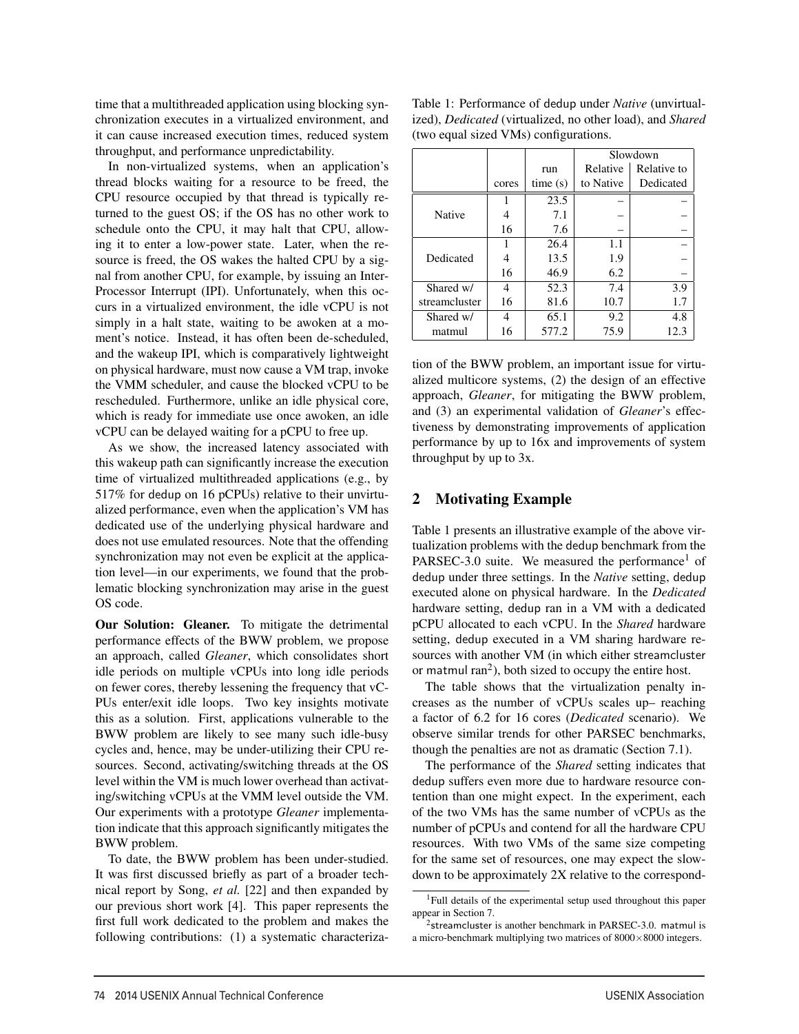time that a multithreaded application using blocking synchronization executes in a virtualized environment, and it can cause increased execution times, reduced system throughput, and performance unpredictability.

In non-virtualized systems, when an application's thread blocks waiting for a resource to be freed, the CPU resource occupied by that thread is typically returned to the guest OS; if the OS has no other work to schedule onto the CPU, it may halt that CPU, allowing it to enter a low-power state. Later, when the resource is freed, the OS wakes the halted CPU by a signal from another CPU, for example, by issuing an Inter-Processor Interrupt (IPI). Unfortunately, when this occurs in a virtualized environment, the idle vCPU is not simply in a halt state, waiting to be awoken at a moment's notice. Instead, it has often been de-scheduled, and the wakeup IPI, which is comparatively lightweight on physical hardware, must now cause a VM trap, invoke the VMM scheduler, and cause the blocked vCPU to be rescheduled. Furthermore, unlike an idle physical core, which is ready for immediate use once awoken, an idle vCPU can be delayed waiting for a pCPU to free up.

As we show, the increased latency associated with this wakeup path can significantly increase the execution time of virtualized multithreaded applications (e.g., by 517% for dedup on 16 pCPUs) relative to their unvirtualized performance, even when the application's VM has dedicated use of the underlying physical hardware and does not use emulated resources. Note that the offending synchronization may not even be explicit at the application level—in our experiments, we found that the problematic blocking synchronization may arise in the guest OS code.

**Our Solution: Gleaner.** To mitigate the detrimental performance effects of the BWW problem, we propose an approach, called *Gleaner*, which consolidates short idle periods on multiple vCPUs into long idle periods on fewer cores, thereby lessening the frequency that vCPUs enter/exit idle loops. Two key insights motivate this as a solution. First, applications vulnerable to the BWW problem are likely to see many such idle-busy cycles and, hence, may be under-utilizing their CPU resources. Second, activating/switching threads at the OS level within the VM is much lower overhead than activating/switching vCPUs at the VMM level outside the VM. Our experiments with a prototype *Gleaner* implementation indicate that this approach significantly mitigates the BWW problem.

To date, the BWW problem has been under-studied. It was first discussed briefly as part of a broader technical report by Song, *et al.* [22] and then expanded by our previous short work [4]. This paper represents the first full work dedicated to the problem and makes the following contributions: (1) a systematic characterization of the BWW problem, an important issue for virtualized multicore systems, (2) the design of an effective approach, *Gleaner*, for mitigating the BWW problem, and (3) an experimental validation of *Gleaner*'s effectiveness by demonstrating improvements of application performance by up to 16x and improvements of system throughput by up to 3x.

Table 1: Performance of dedup under *Native* (unvirtualized), *Dedicated* (virtualized, no other load), and *Shared* (two equal sized VMs) configurations.

| | | | Slowdown | |
|---|---|---|---|---|
| | cores | run time (s) | Relative to Native | Relative to Dedicated |
| Native | 1 | 23.5 | – | – |
| | 4 | 7.1 | – | – |
| | 16 | 7.6 | – | – |
| Dedicated | 1 | 26.4 | 1.1 | – |
| | 4 | 13.5 | 1.9 | – |
| | 16 | 46.9 | 6.2 | – |
| Shared w/ streamcluster | 4 | 52.3 | 7.4 | 3.9 |
| | 16 | 81.6 | 10.7 | 1.7 |
| Shared w/ matmul | 4 | 65.1 | 9.2 | 4.8 |
| | 16 | 577.2 | 75.9 | 12.3 |

## 2 Motivating Example

Table 1 presents an illustrative example of the above virtualization problems with the dedup benchmark from the PARSEC-3.0 suite. We measured the performance[1] of dedup under three settings. In the *Native* setting, dedup executed alone on physical hardware. In the *Dedicated* hardware setting, dedup ran in a VM with a dedicated pCPU allocated to each vCPU. In the *Shared* hardware setting, dedup executed in a VM sharing hardware resources with another VM (in which either streamcluster or matmul ran[2]), both sized to occupy the entire host.

The table shows that the virtualization penalty increases as the number of vCPUs scales up– reaching a factor of 6.2 for 16 cores (*Dedicated* scenario). We observe similar trends for other PARSEC benchmarks, though the penalties are not as dramatic (Section 7.1).

The performance of the *Shared* setting indicates that dedup suffers even more due to hardware resource contention than one might expect. In the experiment, each of the two VMs has the same number of vCPUs as the number of pCPUs and contend for all the hardware CPU resources. With two VMs of the same size competing for the same set of resources, one may expect the slowdown to be approximately 2X relative to the correspond-

[1] Full details of the experimental setup used throughout this paper appear in Section 7.

[2] streamcluster is another benchmark in PARSEC-3.0. matmul is a micro-benchmark multiplying two matrices of $8000 \times 8000$ integers.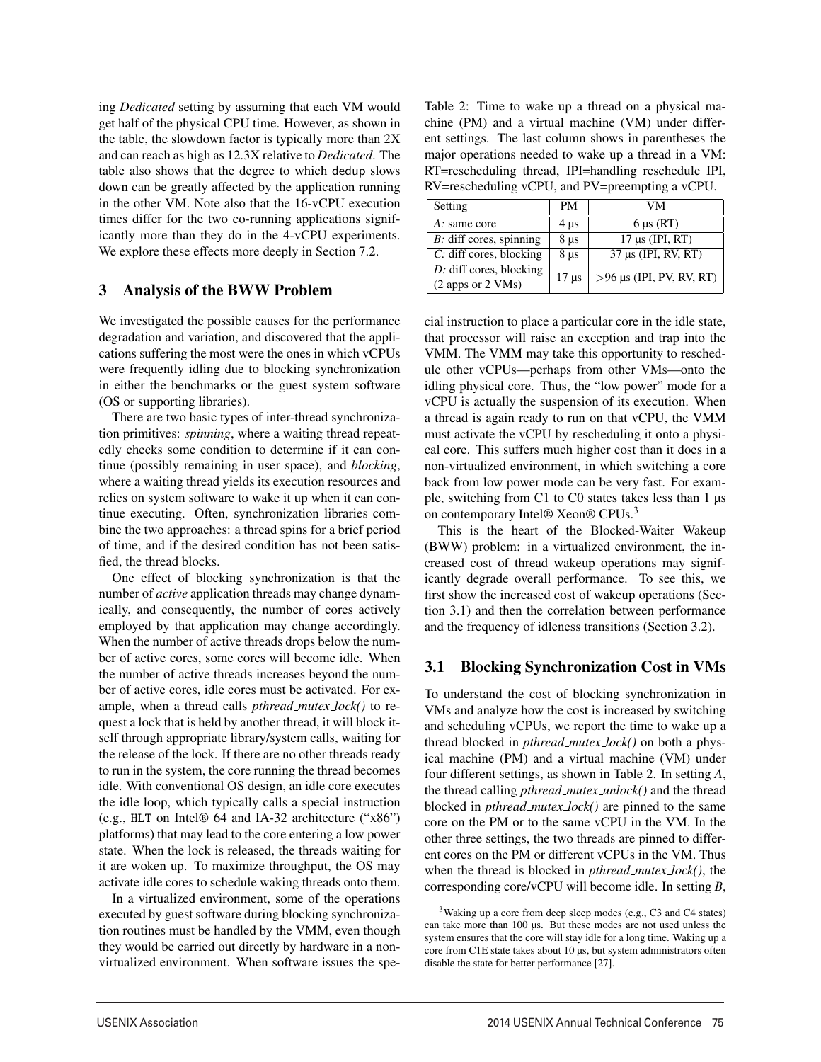ing *Dedicated* setting by assuming that each VM would get half of the physical CPU time. However, as shown in the table, the slowdown factor is typically more than 2X and can reach as high as 12.3X relative to *Dedicated*. The table also shows that the degree to which dedup slows down can be greatly affected by the application running in the other VM. Note also that the 16-vCPU execution times differ for the two co-running applications significantly more than they do in the 4-vCPU experiments. We explore these effects more deeply in Section 7.2.

## 3 Analysis of the BWW Problem

We investigated the possible causes for the performance degradation and variation, and discovered that the applications suffering the most were the ones in which vCPUs were frequently idling due to blocking synchronization in either the benchmarks or the guest system software (OS or supporting libraries).

There are two basic types of inter-thread synchronization primitives: *spinning*, where a waiting thread repeatedly checks some condition to determine if it can continue (possibly remaining in user space), and *blocking*, where a waiting thread yields its execution resources and relies on system software to wake it up when it can continue executing. Often, synchronization libraries combine the two approaches: a thread spins for a brief period of time, and if the desired condition has not been satisfied, the thread blocks.

One effect of blocking synchronization is that the number of *active* application threads may change dynamically, and consequently, the number of cores actively employed by that application may change accordingly. When the number of active threads drops below the number of active cores, some cores will become idle. When the number of active threads increases beyond the number of active cores, idle cores must be activated. For example, when a thread calls *pthread_mutex_lock()* to request a lock that is held by another thread, it will block itself through appropriate library/system calls, waiting for the release of the lock. If there are no other threads ready to run in the system, the core running the thread becomes idle. With conventional OS design, an idle core executes the idle loop, which typically calls a special instruction (e.g., HLT on Intel® 64 and IA-32 architecture ("x86") platforms) that may lead to the core entering a low power state. When the lock is released, the threads waiting for it are woken up. To maximize throughput, the OS may activate idle cores to schedule waking threads onto them.

In a virtualized environment, some of the operations executed by guest software during blocking synchronization routines must be handled by the VMM, even though they would be carried out directly by hardware in a non-virtualized environment. When software issues the special instruction to place a particular core in the idle state, that processor will raise an exception and trap into the VMM. The VMM may take this opportunity to reschedule other vCPUs—perhaps from other VMs—onto the idling physical core. Thus, the "low power" mode for a vCPU is actually the suspension of its execution. When a thread is again ready to run on that vCPU, the VMM must activate the vCPU by rescheduling it onto a physical core. This suffers much higher cost than it does in a non-virtualized environment, in which switching a core back from low power mode can be very fast. For example, switching from C1 to C0 states takes less than 1 μs on contemporary Intel® Xeon® CPUs.[3]

Table 2: Time to wake up a thread on a physical machine (PM) and a virtual machine (VM) under different settings. The last column shows in parentheses the major operations needed to wake up a thread in a VM: RT=rescheduling thread, IPI=handling reschedule IPI, RV=rescheduling vCPU, and PV=preempting a vCPU.

| Setting | PM | VM |
|---|---|---|
| *A:* same core | 4 μs | 6 μs (RT) |
| *B:* diff cores, spinning | 8 μs | 17 μs (IPI, RT) |
| *C:* diff cores, blocking | 8 μs | 37 μs (IPI, RV, RT) |
| *D:* diff cores, blocking (2 apps or 2 VMs) | 17 μs | >96 μs (IPI, PV, RV, RT) |

This is the heart of the Blocked-Waiter Wakeup (BWW) problem: in a virtualized environment, the increased cost of thread wakeup operations may significantly degrade overall performance. To see this, we first show the increased cost of wakeup operations (Section 3.1) and then the correlation between performance and the frequency of idleness transitions (Section 3.2).

### 3.1 Blocking Synchronization Cost in VMs

To understand the cost of blocking synchronization in VMs and analyze how the cost is increased by switching and scheduling vCPUs, we report the time to wake up a thread blocked in *pthread_mutex_lock()* on both a physical machine (PM) and a virtual machine (VM) under four different settings, as shown in Table 2. In setting *A*, the thread calling *pthread_mutex_unlock()* and the thread blocked in *pthread_mutex_lock()* are pinned to the same core on the PM or to the same vCPU in the VM. In the other three settings, the two threads are pinned to different cores on the PM or different vCPUs in the VM. Thus when the thread is blocked in *pthread_mutex_lock()*, the corresponding core/vCPU will become idle. In setting *B*,

[3] Waking up a core from deep sleep modes (e.g., C3 and C4 states) can take more than 100 μs. But these modes are not used unless the system ensures that the core will stay idle for a long time. Waking up a core from C1E state takes about 10 μs, but system administrators often disable the state for better performance [27].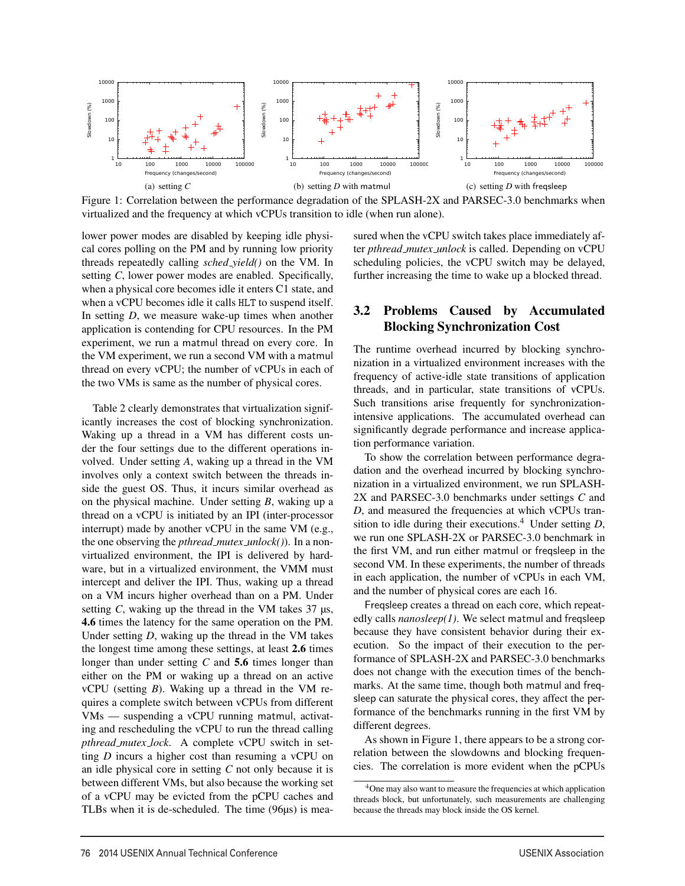(a) setting *C* (b) setting *D* with matmul (c) setting *D* with freqsleep

Figure 1: Correlation between the performance degradation of the SPLASH-2X and PARSEC-3.0 benchmarks when virtualized and the frequency at which vCPUs transition to idle (when run alone).

lower power modes are disabled by keeping idle physical cores polling on the PM and by running low priority threads repeatedly calling *sched_yield()* on the VM. In setting *C*, lower power modes are enabled. Specifically, when a physical core becomes idle it enters C1 state, and when a vCPU becomes idle it calls HLT to suspend itself. In setting *D*, we measure wake-up times when another application is contending for CPU resources. In the PM experiment, we run a matmul thread on every core. In the VM experiment, we run a second VM with a matmul thread on every vCPU; the number of vCPUs in each of the two VMs is same as the number of physical cores.

Table 2 clearly demonstrates that virtualization significantly increases the cost of blocking synchronization. Waking up a thread in a VM has different costs under the four settings due to the different operations involved. Under setting *A*, waking up a thread in the VM involves only a context switch between the threads inside the guest OS. Thus, it incurs similar overhead as on the physical machine. Under setting *B*, waking up a thread on a vCPU is initiated by an IPI (inter-processor interrupt) made by another vCPU in the same VM (e.g., the one observing the *pthread_mutex_unlock()*). In a non-virtualized environment, the IPI is delivered by hardware, but in a virtualized environment, the VMM must intercept and deliver the IPI. Thus, waking up a thread on a VM incurs higher overhead than on a PM. Under setting *C*, waking up the thread in the VM takes 37 µs, **4.6** times the latency for the same operation on the PM. Under setting *D*, waking up the thread in the VM takes the longest time among these settings, at least **2.6** times longer than under setting *C* and **5.6** times longer than either on the PM or waking up a thread on an active vCPU (setting *B*). Waking up a thread in the VM requires a complete switch between vCPUs from different VMs — suspending a vCPU running matmul, activating and rescheduling the vCPU to run the thread calling *pthread_mutex_lock*. A complete vCPU switch in setting *D* incurs a higher cost than resuming a vCPU on an idle physical core in setting *C* not only because it is between different VMs, but also because the working set of a vCPU may be evicted from the pCPU caches and TLBs when it is de-scheduled. The time (96µs) is measured when the vCPU switch takes place immediately after *pthread_mutex_unlock* is called. Depending on vCPU scheduling policies, the vCPU switch may be delayed, further increasing the time to wake up a blocked thread.

## 3.2 Problems Caused by Accumulated Blocking Synchronization Cost

The runtime overhead incurred by blocking synchronization in a virtualized environment increases with the frequency of active-idle state transitions of application threads, and in particular, state transitions of vCPUs. Such transitions arise frequently for synchronization-intensive applications. The accumulated overhead can significantly degrade performance and increase application performance variation.

To show the correlation between performance degradation and the overhead incurred by blocking synchronization in a virtualized environment, we run SPLASH-2X and PARSEC-3.0 benchmarks under settings *C* and *D*, and measured the frequencies at which vCPUs transition to idle during their executions.[4] Under setting *D*, we run one SPLASH-2X or PARSEC-3.0 benchmark in the first VM, and run either matmul or freqsleep in the second VM. In these experiments, the number of threads in each application, the number of vCPUs in each VM, and the number of physical cores are each 16.

Freqsleep creates a thread on each core, which repeatedly calls *nanosleep(1)*. We select matmul and freqsleep because they have consistent behavior during their execution. So the impact of their execution to the performance of SPLASH-2X and PARSEC-3.0 benchmarks does not change with the execution times of the benchmarks. At the same time, though both matmul and freqsleep can saturate the physical cores, they affect the performance of the benchmarks running in the first VM by different degrees.

As shown in Figure 1, there appears to be a strong correlation between the slowdowns and blocking frequencies. The correlation is more evident when the pCPUs

[4] One may also want to measure the frequencies at which application threads block, but unfortunately, such measurements are challenging because the threads may block inside the OS kernel.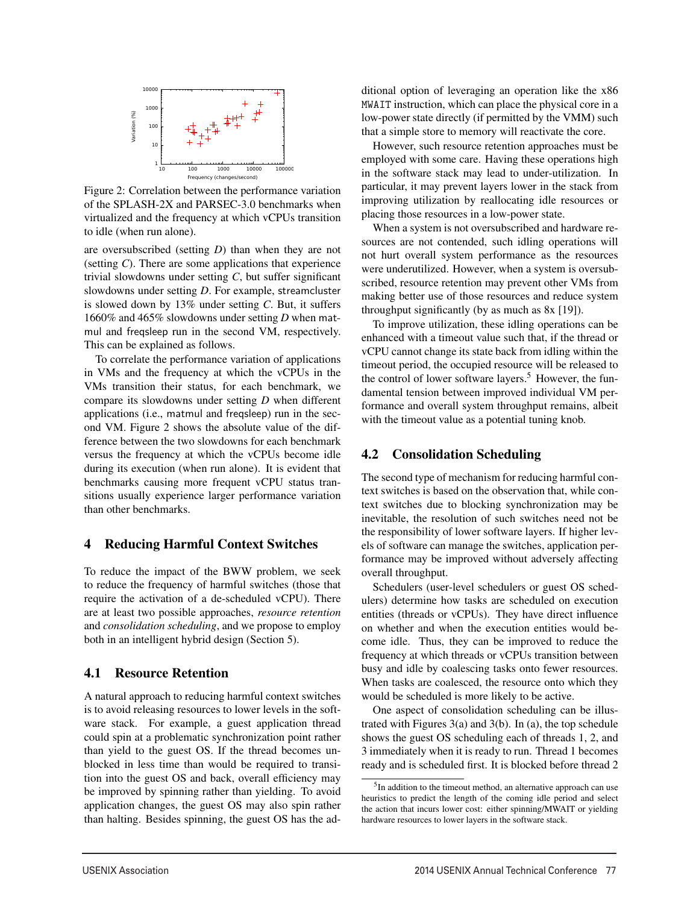Figure 2: Correlation between the performance variation of the SPLASH-2X and PARSEC-3.0 benchmarks when virtualized and the frequency at which vCPUs transition to idle (when run alone).

are oversubscribed (setting *D*) than when they are not (setting *C*). There are some applications that experience trivial slowdowns under setting *C*, but suffer significant slowdowns under setting *D*. For example, streamcluster is slowed down by 13% under setting *C*. But, it suffers 1660% and 465% slowdowns under setting *D* when matmul and freqsleep run in the second VM, respectively. This can be explained as follows.

To correlate the performance variation of applications in VMs and the frequency at which the vCPUs in the VMs transition their status, for each benchmark, we compare its slowdowns under setting *D* when different applications (i.e., matmul and freqsleep) run in the second VM. Figure 2 shows the absolute value of the difference between the two slowdowns for each benchmark versus the frequency at which the vCPUs become idle during its execution (when run alone). It is evident that benchmarks causing more frequent vCPU status transitions usually experience larger performance variation than other benchmarks.

## 4 Reducing Harmful Context Switches

To reduce the impact of the BWW problem, we seek to reduce the frequency of harmful switches (those that require the activation of a de-scheduled vCPU). There are at least two possible approaches, *resource retention* and *consolidation scheduling*, and we propose to employ both in an intelligent hybrid design (Section 5).

### 4.1 Resource Retention

A natural approach to reducing harmful context switches is to avoid releasing resources to lower levels in the software stack. For example, a guest application thread could spin at a problematic synchronization point rather than yield to the guest OS. If the thread becomes unblocked in less time than would be required to transition into the guest OS and back, overall efficiency may be improved by spinning rather than yielding. To avoid application changes, the guest OS may also spin rather than halting. Besides spinning, the guest OS has the additional option of leveraging an operation like the x86 MWAIT instruction, which can place the physical core in a low-power state directly (if permitted by the VMM) such that a simple store to memory will reactivate the core.

However, such resource retention approaches must be employed with some care. Having these operations high in the software stack may lead to under-utilization. In particular, it may prevent layers lower in the stack from improving utilization by reallocating idle resources or placing those resources in a low-power state.

When a system is not oversubscribed and hardware resources are not contended, such idling operations will not hurt overall system performance as the resources were underutilized. However, when a system is oversubscribed, resource retention may prevent other VMs from making better use of those resources and reduce system throughput significantly (by as much as 8x [19]).

To improve utilization, these idling operations can be enhanced with a timeout value such that, if the thread or vCPU cannot change its state back from idling within the timeout period, the occupied resource will be released to the control of lower software layers.[5] However, the fundamental tension between improved individual VM performance and overall system throughput remains, albeit with the timeout value as a potential tuning knob.

### 4.2 Consolidation Scheduling

The second type of mechanism for reducing harmful context switches is based on the observation that, while context switches due to blocking synchronization may be inevitable, the resolution of such switches need not be the responsibility of lower software layers. If higher levels of software can manage the switches, application performance may be improved without adversely affecting overall throughput.

Schedulers (user-level schedulers or guest OS schedulers) determine how tasks are scheduled on execution entities (threads or vCPUs). They have direct influence on whether and when the execution entities would become idle. Thus, they can be improved to reduce the frequency at which threads or vCPUs transition between busy and idle by coalescing tasks onto fewer resources. When tasks are coalesced, the resource onto which they would be scheduled is more likely to be active.

One aspect of consolidation scheduling can be illustrated with Figures 3(a) and 3(b). In (a), the top schedule shows the guest OS scheduling each of threads 1, 2, and 3 immediately when it is ready to run. Thread 1 becomes ready and is scheduled first. It is blocked before thread 2

[5] In addition to the timeout method, an alternative approach can use heuristics to predict the length of the coming idle period and select the action that incurs lower cost: either spinning/MWAIT or yielding hardware resources to lower layers in the software stack.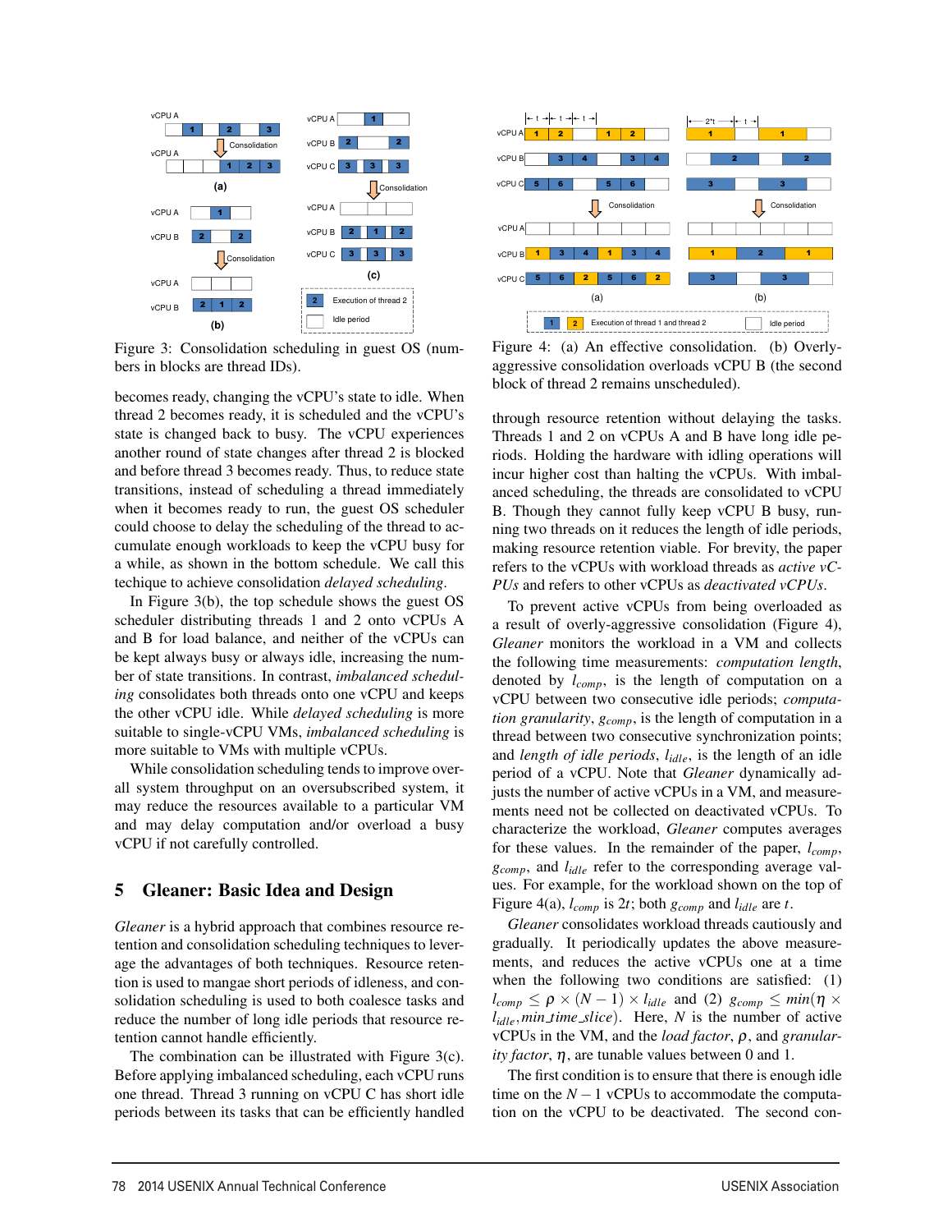Figure 3: Consolidation scheduling in guest OS (numbers in blocks are thread IDs).

Figure 4: (a) An effective consolidation. (b) Overly-aggressive consolidation overloads vCPU B (the second block of thread 2 remains unscheduled).

becomes ready, changing the vCPU's state to idle. When thread 2 becomes ready, it is scheduled and the vCPU's state is changed back to busy. The vCPU experiences another round of state changes after thread 2 is blocked and before thread 3 becomes ready. Thus, to reduce state transitions, instead of scheduling a thread immediately when it becomes ready to run, the guest OS scheduler could choose to delay the scheduling of the thread to accumulate enough workloads to keep the vCPU busy for a while, as shown in the bottom schedule. We call this techique to achieve consolidation *delayed scheduling*.

In Figure 3(b), the top schedule shows the guest OS scheduler distributing threads 1 and 2 onto vCPUs A and B for load balance, and neither of the vCPUs can be kept always busy or always idle, increasing the number of state transitions. In contrast, *imbalanced scheduling* consolidates both threads onto one vCPU and keeps the other vCPU idle. While *delayed scheduling* is more suitable to single-vCPU VMs, *imbalanced scheduling* is more suitable to VMs with multiple vCPUs.

While consolidation scheduling tends to improve overall system throughput on an oversubscribed system, it may reduce the resources available to a particular VM and may delay computation and/or overload a busy vCPU if not carefully controlled.

## 5 Gleaner: Basic Idea and Design

*Gleaner* is a hybrid approach that combines resource retention and consolidation scheduling techniques to leverage the advantages of both techniques. Resource retention is used to mangae short periods of idleness, and consolidation scheduling is used to both coalesce tasks and reduce the number of long idle periods that resource retention cannot handle efficiently.

The combination can be illustrated with Figure 3(c). Before applying imbalanced scheduling, each vCPU runs one thread. Thread 3 running on vCPU C has short idle periods between its tasks that can be efficiently handled through resource retention without delaying the tasks. Threads 1 and 2 on vCPUs A and B have long idle periods. Holding the hardware with idling operations will incur higher cost than halting the vCPUs. With imbalanced scheduling, the threads are consolidated to vCPU B. Though they cannot fully keep vCPU B busy, running two threads on it reduces the length of idle periods, making resource retention viable. For brevity, the paper refers to the vCPUs with workload threads as *active vCPUs* and refers to other vCPUs as *deactivated vCPUs*.

To prevent active vCPUs from being overloaded as a result of overly-aggressive consolidation (Figure 4), *Gleaner* monitors the workload in a VM and collects the following time measurements: *computation length*, denoted by $l_{comp}$, is the length of computation on a vCPU between two consecutive idle periods; *computation granularity*, $g_{comp}$, is the length of computation in a thread between two consecutive synchronization points; and *length of idle periods*, $l_{idle}$, is the length of an idle period of a vCPU. Note that *Gleaner* dynamically adjusts the number of active vCPUs in a VM, and measurements need not be collected on deactivated vCPUs. To characterize the workload, *Gleaner* computes averages for these values. In the remainder of the paper, $l_{comp}$, $g_{comp}$, and $l_{idle}$ refer to the corresponding average values. For example, for the workload shown on the top of Figure 4(a), $l_{comp}$ is $2t$; both $g_{comp}$ and $l_{idle}$ are $t$.

*Gleaner* consolidates workload threads cautiously and gradually. It periodically updates the above measurements, and reduces the active vCPUs one at a time when the following two conditions are satisfied: (1) $l_{comp} \leq \rho \times (N-1) \times l_{idle}$ and (2) $g_{comp} \leq min(\eta \times l_{idle}, min\_time\_slice)$. Here, $N$ is the number of active vCPUs in the VM, and the *load factor*, $\rho$, and *granularity factor*, $\eta$, are tunable values between 0 and 1.

The first condition is to ensure that there is enough idle time on the $N-1$ vCPUs to accommodate the computation on the vCPU to be deactivated. The second con-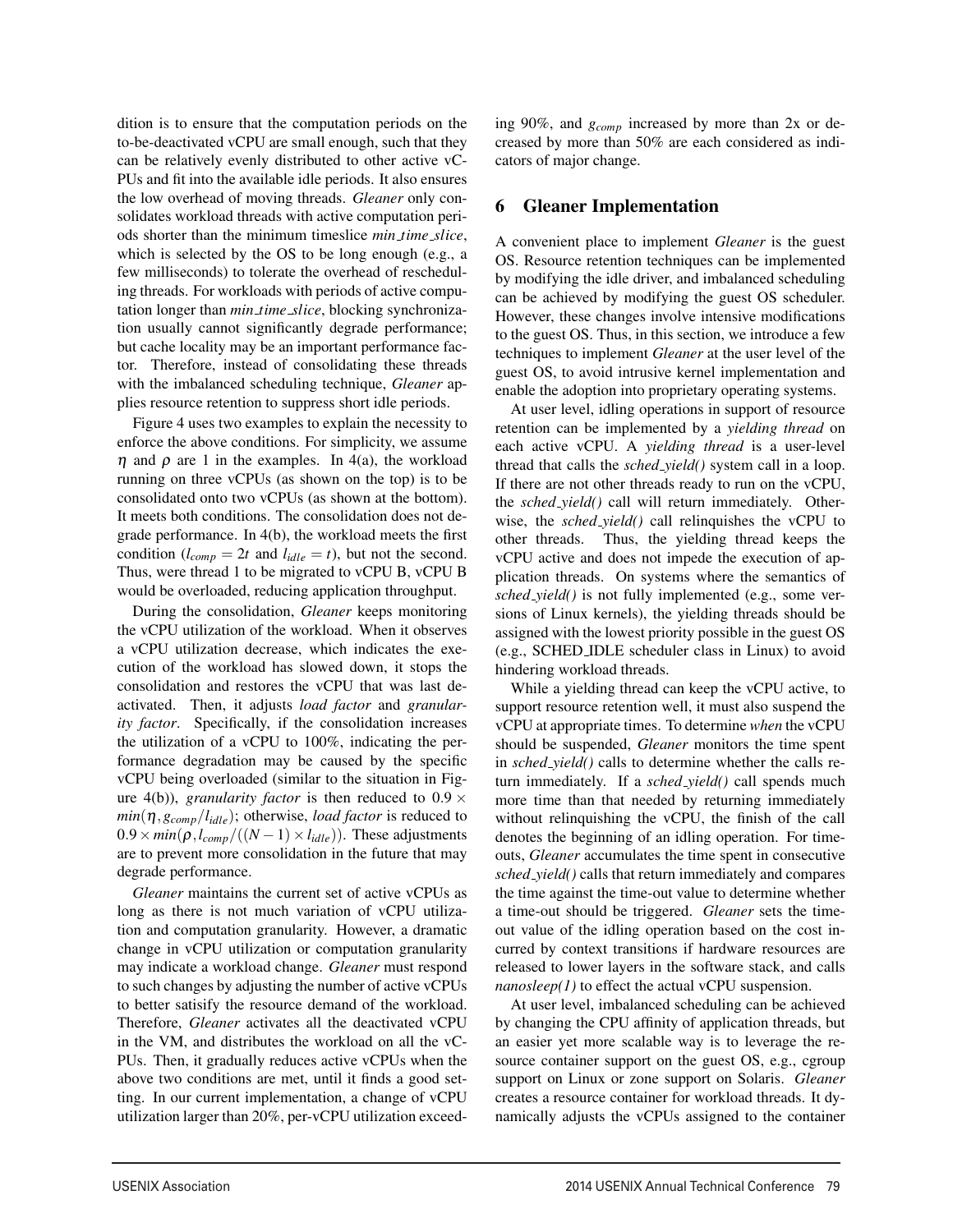dition is to ensure that the computation periods on the to-be-deactivated vCPU are small enough, such that they can be relatively evenly distributed to other active vCPUs and fit into the available idle periods. It also ensures the low overhead of moving threads. *Gleaner* only consolidates workload threads with active computation periods shorter than the minimum timeslice *min_time_slice*, which is selected by the OS to be long enough (e.g., a few milliseconds) to tolerate the overhead of rescheduling threads. For workloads with periods of active computation longer than *min_time_slice*, blocking synchronization usually cannot significantly degrade performance; but cache locality may be an important performance factor. Therefore, instead of consolidating these threads with the imbalanced scheduling technique, *Gleaner* applies resource retention to suppress short idle periods.

Figure 4 uses two examples to explain the necessity to enforce the above conditions. For simplicity, we assume $\eta$ and $\rho$ are 1 in the examples. In 4(a), the workload running on three vCPUs (as shown on the top) is to be consolidated onto two vCPUs (as shown at the bottom). It meets both conditions. The consolidation does not degrade performance. In 4(b), the workload meets the first condition ($l_{comp} = 2t$ and $l_{idle} = t$), but not the second. Thus, were thread 1 to be migrated to vCPU B, vCPU B would be overloaded, reducing application throughput.

During the consolidation, *Gleaner* keeps monitoring the vCPU utilization of the workload. When it observes a vCPU utilization decrease, which indicates the execution of the workload has slowed down, it stops the consolidation and restores the vCPU that was last deactivated. Then, it adjusts *load factor* and *granularity factor*. Specifically, if the consolidation increases the utilization of a vCPU to 100%, indicating the performance degradation may be caused by the specific vCPU being overloaded (similar to the situation in Figure 4(b)), *granularity factor* is then reduced to $0.9 \times min(\eta, g_{comp}/l_{idle})$; otherwise, *load factor* is reduced to $0.9 \times min(\rho, l_{comp}/((N-1) \times l_{idle}))$. These adjustments are to prevent more consolidation in the future that may degrade performance.

*Gleaner* maintains the current set of active vCPUs as long as there is not much variation of vCPU utilization and computation granularity. However, a dramatic change in vCPU utilization or computation granularity may indicate a workload change. *Gleaner* must respond to such changes by adjusting the number of active vCPUs to better satisify the resource demand of the workload. Therefore, *Gleaner* activates all the deactivated vCPU in the VM, and distributes the workload on all the vCPUs. Then, it gradually reduces active vCPUs when the above two conditions are met, until it finds a good setting. In our current implementation, a change of vCPU utilization larger than 20%, per-vCPU utilization exceeding 90%, and $g_{comp}$ increased by more than 2x or decreased by more than 50% are each considered as indicators of major change.

## 6 Gleaner Implementation

A convenient place to implement *Gleaner* is the guest OS. Resource retention techniques can be implemented by modifying the idle driver, and imbalanced scheduling can be achieved by modifying the guest OS scheduler. However, these changes involve intensive modifications to the guest OS. Thus, in this section, we introduce a few techniques to implement *Gleaner* at the user level of the guest OS, to avoid intrusive kernel implementation and enable the adoption into proprietary operating systems.

At user level, idling operations in support of resource retention can be implemented by a *yielding thread* on each active vCPU. A *yielding thread* is a user-level thread that calls the *sched_yield()* system call in a loop. If there are not other threads ready to run on the vCPU, the *sched_yield()* call will return immediately. Otherwise, the *sched_yield()* call relinquishes the vCPU to other threads. Thus, the yielding thread keeps the vCPU active and does not impede the execution of application threads. On systems where the semantics of *sched_yield()* is not fully implemented (e.g., some versions of Linux kernels), the yielding threads should be assigned with the lowest priority possible in the guest OS (e.g., SCHED_IDLE scheduler class in Linux) to avoid hindering workload threads.

While a yielding thread can keep the vCPU active, to support resource retention well, it must also suspend the vCPU at appropriate times. To determine *when* the vCPU should be suspended, *Gleaner* monitors the time spent in *sched_yield()* calls to determine whether the calls return immediately. If a *sched_yield()* call spends much more time than that needed by returning immediately without relinquishing the vCPU, the finish of the call denotes the beginning of an idling operation. For timeouts, *Gleaner* accumulates the time spent in consecutive *sched_yield()* calls that return immediately and compares the time against the time-out value to determine whether a time-out should be triggered. *Gleaner* sets the timeout value of the idling operation based on the cost incurred by context transitions if hardware resources are released to lower layers in the software stack, and calls *nanosleep(1)* to effect the actual vCPU suspension.

At user level, imbalanced scheduling can be achieved by changing the CPU affinity of application threads, but an easier yet more scalable way is to leverage the resource container support on the guest OS, e.g., cgroup support on Linux or zone support on Solaris. *Gleaner* creates a resource container for workload threads. It dynamically adjusts the vCPUs assigned to the container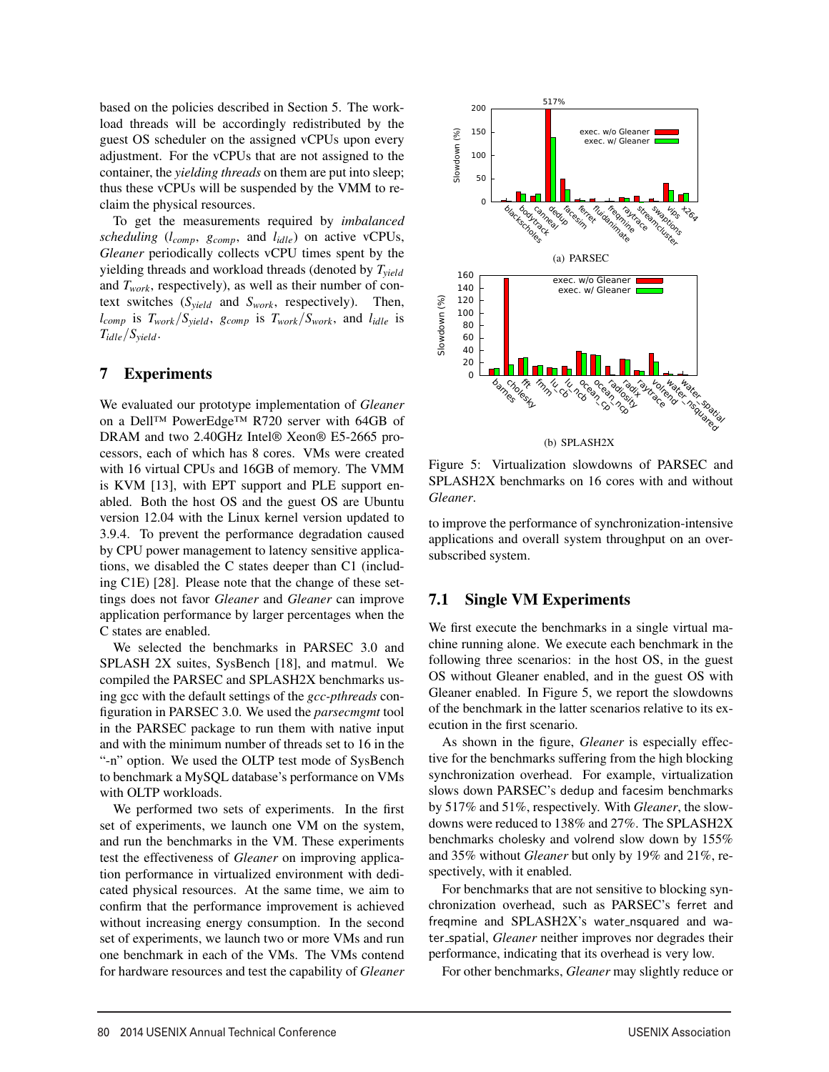based on the policies described in Section 5. The workload threads will be accordingly redistributed by the guest OS scheduler on the assigned vCPUs upon every adjustment. For the vCPUs that are not assigned to the container, the *yielding threads* on them are put into sleep; thus these vCPUs will be suspended by the VMM to reclaim the physical resources.

To get the measurements required by *imbalanced scheduling* ($l_{comp}$, $g_{comp}$, and $l_{idle}$) on active vCPUs, *Gleaner* periodically collects vCPU times spent by the yielding threads and workload threads (denoted by $T_{yield}$ and $T_{work}$, respectively), as well as their number of context switches ($S_{yield}$ and $S_{work}$, respectively). Then, $l_{comp}$ is $T_{work}/S_{yield}$, $g_{comp}$ is $T_{work}/S_{work}$, and $l_{idle}$ is $T_{idle}/S_{yield}$.

## 7 Experiments

We evaluated our prototype implementation of *Gleaner* on a Dell™ PowerEdge™ R720 server with 64GB of DRAM and two 2.40GHz Intel® Xeon® E5-2665 processors, each of which has 8 cores. VMs were created with 16 virtual CPUs and 16GB of memory. The VMM is KVM [13], with EPT support and PLE support enabled. Both the host OS and the guest OS are Ubuntu version 12.04 with the Linux kernel version updated to 3.9.4. To prevent the performance degradation caused by CPU power management to latency sensitive applications, we disabled the C states deeper than C1 (including C1E) [28]. Please note that the change of these settings does not favor *Gleaner* and *Gleaner* can improve application performance by larger percentages when the C states are enabled.

We selected the benchmarks in PARSEC 3.0 and SPLASH 2X suites, SysBench [18], and matmul. We compiled the PARSEC and SPLASH2X benchmarks using gcc with the default settings of the *gcc-pthreads* configuration in PARSEC 3.0. We used the *parsecmgmt* tool in the PARSEC package to run them with native input and with the minimum number of threads set to 16 in the "-n" option. We used the OLTP test mode of SysBench to benchmark a MySQL database's performance on VMs with OLTP workloads.

We performed two sets of experiments. In the first set of experiments, we launch one VM on the system, and run the benchmarks in the VM. These experiments test the effectiveness of *Gleaner* on improving application performance in virtualized environment with dedicated physical resources. At the same time, we aim to confirm that the performance improvement is achieved without increasing energy consumption. In the second set of experiments, we launch two or more VMs and run one benchmark in each of the VMs. The VMs contend for hardware resources and test the capability of *Gleaner* to improve the performance of synchronization-intensive applications and overall system throughput on an oversubscribed system.

(a) PARSEC

(b) SPLASH2X

Figure 5: Virtualization slowdowns of PARSEC and SPLASH2X benchmarks on 16 cores with and without *Gleaner*.

### 7.1 Single VM Experiments

We first execute the benchmarks in a single virtual machine running alone. We execute each benchmark in the following three scenarios: in the host OS, in the guest OS without Gleaner enabled, and in the guest OS with Gleaner enabled. In Figure 5, we report the slowdowns of the benchmark in the latter scenarios relative to its execution in the first scenario.

As shown in the figure, *Gleaner* is especially effective for the benchmarks suffering from the high blocking synchronization overhead. For example, virtualization slows down PARSEC's dedup and facesim benchmarks by 517% and 51%, respectively. With *Gleaner*, the slowdowns were reduced to 138% and 27%. The SPLASH2X benchmarks cholesky and volrend slow down by 155% and 35% without *Gleaner* but only by 19% and 21%, respectively, with it enabled.

For benchmarks that are not sensitive to blocking synchronization overhead, such as PARSEC's ferret and freqmine and SPLASH2X's water_nsquared and water_spatial, *Gleaner* neither improves nor degrades their performance, indicating that its overhead is very low.

For other benchmarks, *Gleaner* may slightly reduce or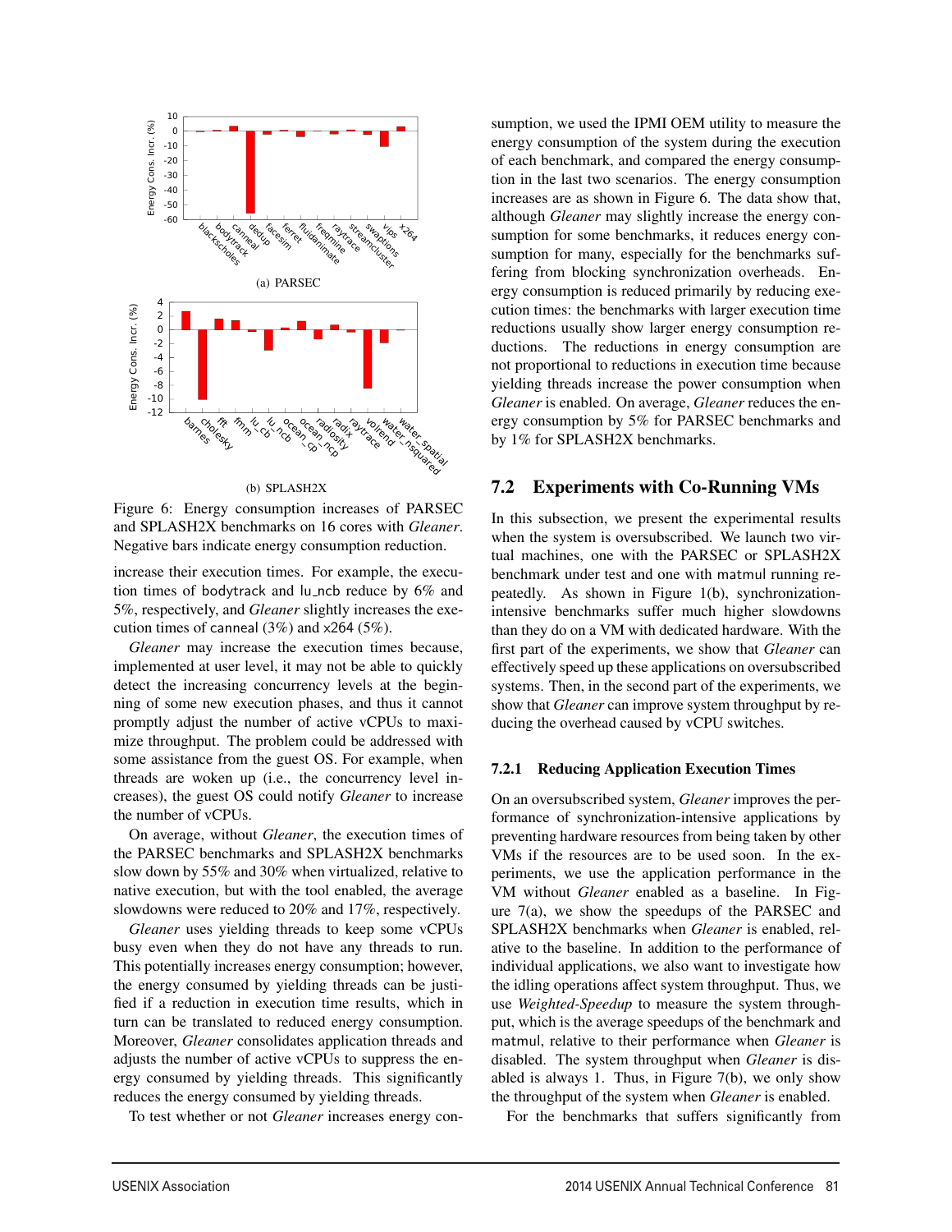Figure 6: Energy consumption increases of PARSEC and SPLASH2X benchmarks on 16 cores with *Gleaner*. Negative bars indicate energy consumption reduction.

increase their execution times. For example, the execution times of bodytrack and lu_ncb reduce by 6% and 5%, respectively, and *Gleaner* slightly increases the execution times of canneal (3%) and x264 (5%).

*Gleaner* may increase the execution times because, implemented at user level, it may not be able to quickly detect the increasing concurrency levels at the beginning of some new execution phases, and thus it cannot promptly adjust the number of active vCPUs to maximize throughput. The problem could be addressed with some assistance from the guest OS. For example, when threads are woken up (i.e., the concurrency level increases), the guest OS could notify *Gleaner* to increase the number of vCPUs.

On average, without *Gleaner*, the execution times of the PARSEC benchmarks and SPLASH2X benchmarks slow down by 55% and 30% when virtualized, relative to native execution, but with the tool enabled, the average slowdowns were reduced to 20% and 17%, respectively.

*Gleaner* uses yielding threads to keep some vCPUs busy even when they do not have any threads to run. This potentially increases energy consumption; however, the energy consumed by yielding threads can be justified if a reduction in execution time results, which in turn can be translated to reduced energy consumption. Moreover, *Gleaner* consolidates application threads and adjusts the number of active vCPUs to suppress the energy consumed by yielding threads. This significantly reduces the energy consumed by yielding threads.

To test whether or not *Gleaner* increases energy consumption, we used the IPMI OEM utility to measure the energy consumption of the system during the execution of each benchmark, and compared the energy consumption in the last two scenarios. The energy consumption increases are as shown in Figure 6. The data show that, although *Gleaner* may slightly increase the energy consumption for some benchmarks, it reduces energy consumption for many, especially for the benchmarks suffering from blocking synchronization overheads. Energy consumption is reduced primarily by reducing execution times: the benchmarks with larger execution time reductions usually show larger energy consumption reductions. The reductions in energy consumption are not proportional to reductions in execution time because yielding threads increase the power consumption when *Gleaner* is enabled. On average, *Gleaner* reduces the energy consumption by 5% for PARSEC benchmarks and by 1% for SPLASH2X benchmarks.

## 7.2 Experiments with Co-Running VMs

In this subsection, we present the experimental results when the system is oversubscribed. We launch two virtual machines, one with the PARSEC or SPLASH2X benchmark under test and one with matmul running repeatedly. As shown in Figure 1(b), synchronization-intensive benchmarks suffer much higher slowdowns than they do on a VM with dedicated hardware. With the first part of the experiments, we show that *Gleaner* can effectively speed up these applications on oversubscribed systems. Then, in the second part of the experiments, we show that *Gleaner* can improve system throughput by reducing the overhead caused by vCPU switches.

### 7.2.1 Reducing Application Execution Times

On an oversubscribed system, *Gleaner* improves the performance of synchronization-intensive applications by preventing hardware resources from being taken by other VMs if the resources are to be used soon. In the experiments, we use the application performance in the VM without *Gleaner* enabled as a baseline. In Figure 7(a), we show the speedups of the PARSEC and SPLASH2X benchmarks when *Gleaner* is enabled, relative to the baseline. In addition to the performance of individual applications, we also want to investigate how the idling operations affect system throughput. Thus, we use *Weighted-Speedup* to measure the system throughput, which is the average speedups of the benchmark and matmul, relative to their performance when *Gleaner* is disabled. The system throughput when *Gleaner* is disabled is always 1. Thus, in Figure 7(b), we only show the throughput of the system when *Gleaner* is enabled.

For the benchmarks that suffers significantly from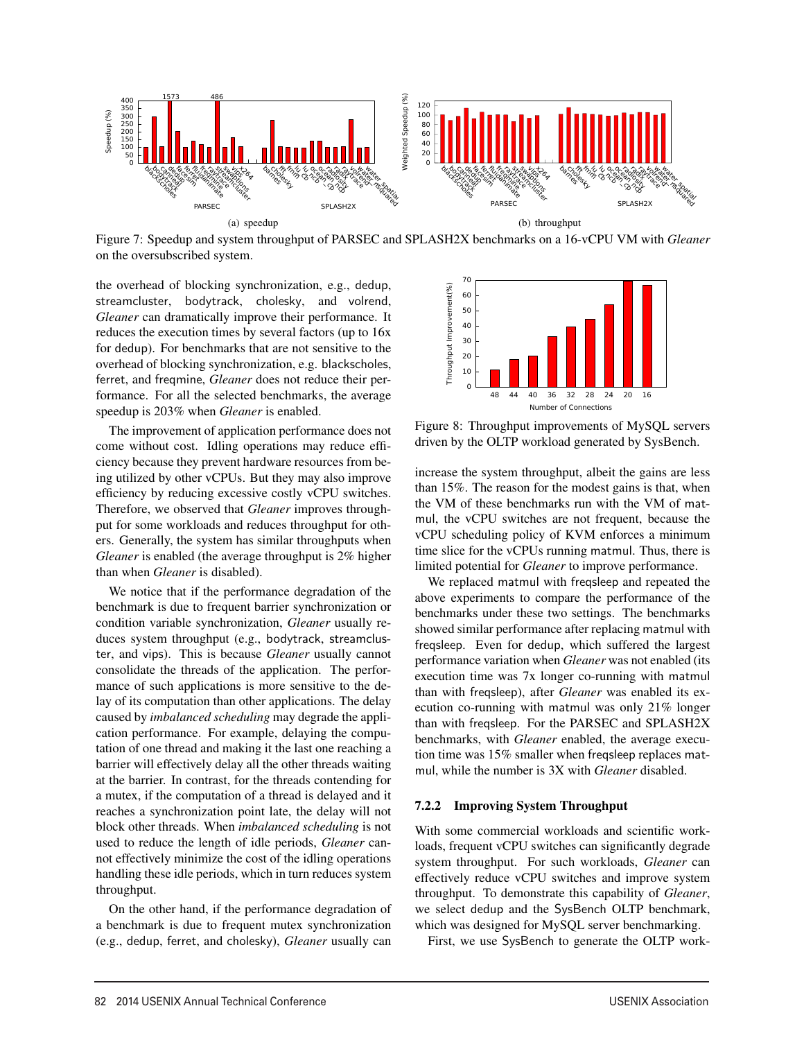Figure 7: Speedup and system throughput of PARSEC and SPLASH2X benchmarks on a 16-vCPU VM with *Gleaner* on the oversubscribed system.

the overhead of blocking synchronization, e.g., dedup, streamcluster, bodytrack, cholesky, and volrend, *Gleaner* can dramatically improve their performance. It reduces the execution times by several factors (up to 16x for dedup). For benchmarks that are not sensitive to the overhead of blocking synchronization, e.g. blackscholes, ferret, and freqmine, *Gleaner* does not reduce their performance. For all the selected benchmarks, the average speedup is 203% when *Gleaner* is enabled.

The improvement of application performance does not come without cost. Idling operations may reduce efficiency because they prevent hardware resources from being utilized by other vCPUs. But they may also improve efficiency by reducing excessive costly vCPU switches. Therefore, we observed that *Gleaner* improves throughput for some workloads and reduces throughput for others. Generally, the system has similar throughputs when *Gleaner* is enabled (the average throughput is 2% higher than when *Gleaner* is disabled).

We notice that if the performance degradation of the benchmark is due to frequent barrier synchronization or condition variable synchronization, *Gleaner* usually reduces system throughput (e.g., bodytrack, streamcluster, and vips). This is because *Gleaner* usually cannot consolidate the threads of the application. The performance of such applications is more sensitive to the delay of its computation than other applications. The delay caused by *imbalanced scheduling* may degrade the application performance. For example, delaying the computation of one thread and making it the last one reaching a barrier will effectively delay all the other threads waiting at the barrier. In contrast, for the threads contending for a mutex, if the computation of a thread is delayed and it reaches a synchronization point late, the delay will not block other threads. When *imbalanced scheduling* is not used to reduce the length of idle periods, *Gleaner* cannot effectively minimize the cost of the idling operations handling these idle periods, which in turn reduces system throughput.

On the other hand, if the performance degradation of a benchmark is due to frequent mutex synchronization (e.g., dedup, ferret, and cholesky), *Gleaner* usually can increase the system throughput, albeit the gains are less than 15%. The reason for the modest gains is that, when the VM of these benchmarks run with the VM of matmul, the vCPU switches are not frequent, because the vCPU scheduling policy of KVM enforces a minimum time slice for the vCPUs running matmul. Thus, there is limited potential for *Gleaner* to improve performance.

Figure 8: Throughput improvements of MySQL servers driven by the OLTP workload generated by SysBench.

We replaced matmul with freqsleep and repeated the above experiments to compare the performance of the benchmarks under these two settings. The benchmarks showed similar performance after replacing matmul with freqsleep. Even for dedup, which suffered the largest performance variation when *Gleaner* was not enabled (its execution time was 7x longer co-running with matmul than with freqsleep), after *Gleaner* was enabled its execution co-running with matmul was only 21% longer than with freqsleep. For the PARSEC and SPLASH2X benchmarks, with *Gleaner* enabled, the average execution time was 15% smaller when freqsleep replaces matmul, while the number is 3X with *Gleaner* disabled.

### 7.2.2 Improving System Throughput

With some commercial workloads and scientific workloads, frequent vCPU switches can significantly degrade system throughput. For such workloads, *Gleaner* can effectively reduce vCPU switches and improve system throughput. To demonstrate this capability of *Gleaner*, we select dedup and the SysBench OLTP benchmark, which was designed for MySQL server benchmarking.

First, we use SysBench to generate the OLTP work-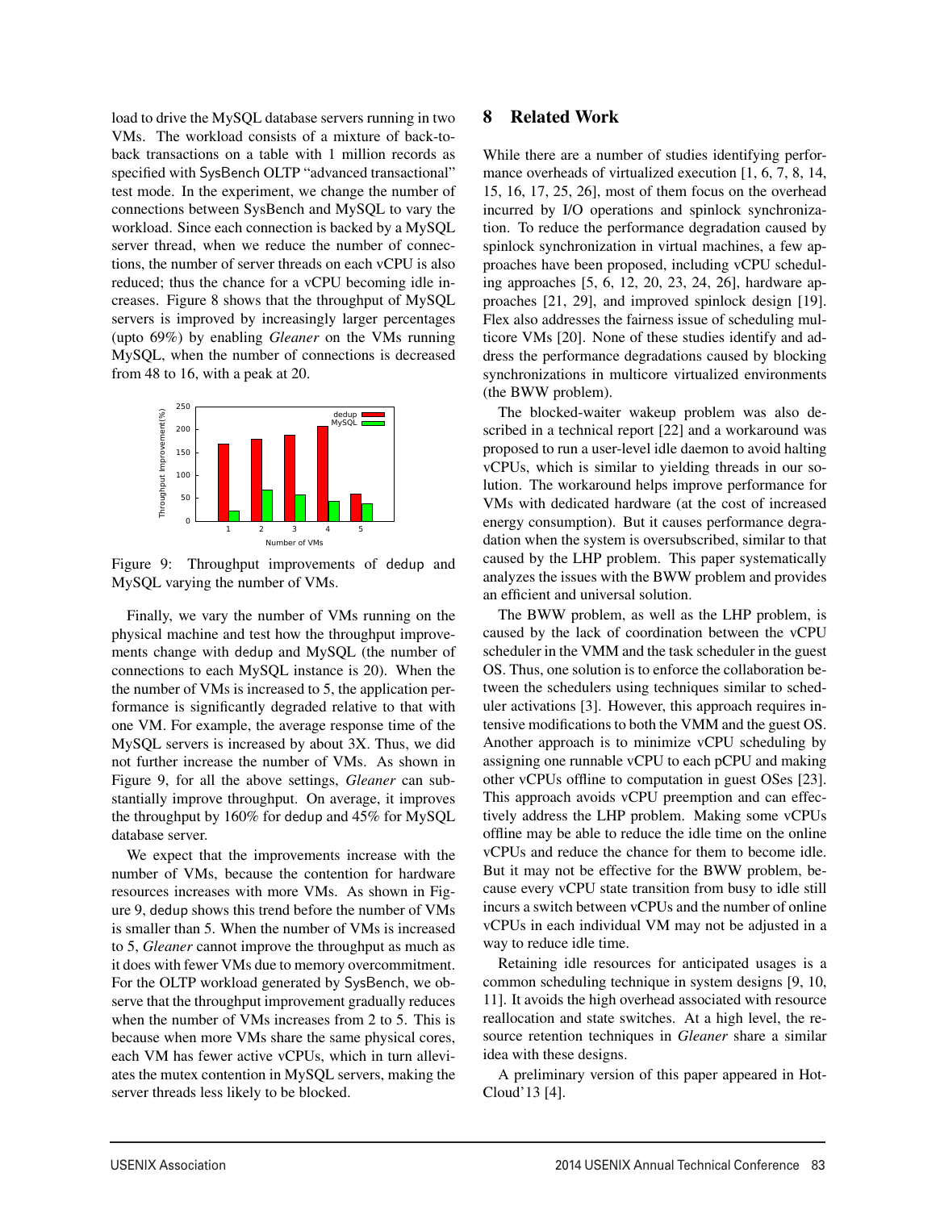load to drive the MySQL database servers running in two VMs. The workload consists of a mixture of back-to-back transactions on a table with 1 million records as specified with SysBench OLTP "advanced transactional" test mode. In the experiment, we change the number of connections between SysBench and MySQL to vary the workload. Since each connection is backed by a MySQL server thread, when we reduce the number of connections, the number of server threads on each vCPU is also reduced; thus the chance for a vCPU becoming idle increases. Figure 8 shows that the throughput of MySQL servers is improved by increasingly larger percentages (upto 69%) by enabling *Gleaner* on the VMs running MySQL, when the number of connections is decreased from 48 to 16, with a peak at 20.

Figure 9: Throughput improvements of dedup and MySQL varying the number of VMs.

Finally, we vary the number of VMs running on the physical machine and test how the throughput improvements change with dedup and MySQL (the number of connections to each MySQL instance is 20). When the the number of VMs is increased to 5, the application performance is significantly degraded relative to that with one VM. For example, the average response time of the MySQL servers is increased by about 3X. Thus, we did not further increase the number of VMs. As shown in Figure 9, for all the above settings, *Gleaner* can substantially improve throughput. On average, it improves the throughput by 160% for dedup and 45% for MySQL database server.

We expect that the improvements increase with the number of VMs, because the contention for hardware resources increases with more VMs. As shown in Figure 9, dedup shows this trend before the number of VMs is smaller than 5. When the number of VMs is increased to 5, *Gleaner* cannot improve the throughput as much as it does with fewer VMs due to memory overcommitment. For the OLTP workload generated by SysBench, we observe that the throughput improvement gradually reduces when the number of VMs increases from 2 to 5. This is because when more VMs share the same physical cores, each VM has fewer active vCPUs, which in turn alleviates the mutex contention in MySQL servers, making the server threads less likely to be blocked.

## 8 Related Work

While there are a number of studies identifying performance overheads of virtualized execution [1, 6, 7, 8, 14, 15, 16, 17, 25, 26], most of them focus on the overhead incurred by I/O operations and spinlock synchronization. To reduce the performance degradation caused by spinlock synchronization in virtual machines, a few approaches have been proposed, including vCPU scheduling approaches [5, 6, 12, 20, 23, 24, 26], hardware approaches [21, 29], and improved spinlock design [19]. Flex also addresses the fairness issue of scheduling multicore VMs [20]. None of these studies identify and address the performance degradations caused by blocking synchronizations in multicore virtualized environments (the BWW problem).

The blocked-waiter wakeup problem was also described in a technical report [22] and a workaround was proposed to run a user-level idle daemon to avoid halting vCPUs, which is similar to yielding threads in our solution. The workaround helps improve performance for VMs with dedicated hardware (at the cost of increased energy consumption). But it causes performance degradation when the system is oversubscribed, similar to that caused by the LHP problem. This paper systematically analyzes the issues with the BWW problem and provides an efficient and universal solution.

The BWW problem, as well as the LHP problem, is caused by the lack of coordination between the vCPU scheduler in the VMM and the task scheduler in the guest OS. Thus, one solution is to enforce the collaboration between the schedulers using techniques similar to scheduler activations [3]. However, this approach requires intensive modifications to both the VMM and the guest OS. Another approach is to minimize vCPU scheduling by assigning one runnable vCPU to each pCPU and making other vCPUs offline to computation in guest OSes [23]. This approach avoids vCPU preemption and can effectively address the LHP problem. Making some vCPUs offline may be able to reduce the idle time on the online vCPUs and reduce the chance for them to become idle. But it may not be effective for the BWW problem, because every vCPU state transition from busy to idle still incurs a switch between vCPUs and the number of online vCPUs in each individual VM may not be adjusted in a way to reduce idle time.

Retaining idle resources for anticipated usages is a common scheduling technique in system designs [9, 10, 11]. It avoids the high overhead associated with resource reallocation and state switches. At a high level, the resource retention techniques in *Gleaner* share a similar idea with these designs.

A preliminary version of this paper appeared in HotCloud'13 [4].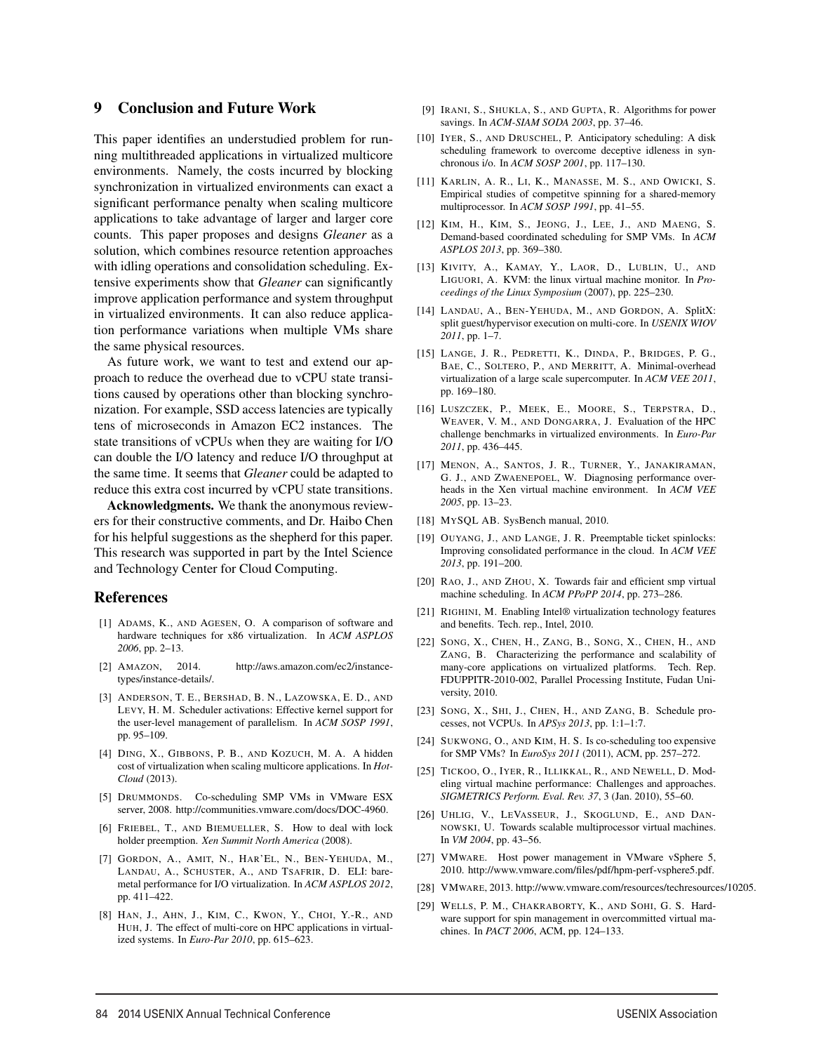## 9 Conclusion and Future Work

This paper identifies an understudied problem for running multithreaded applications in virtualized multicore environments. Namely, the costs incurred by blocking synchronization in virtualized environments can exact a significant performance penalty when scaling multicore applications to take advantage of larger and larger core counts. This paper proposes and designs *Gleaner* as a solution, which combines resource retention approaches with idling operations and consolidation scheduling. Extensive experiments show that *Gleaner* can significantly improve application performance and system throughput in virtualized environments. It can also reduce application performance variations when multiple VMs share the same physical resources.

As future work, we want to test and extend our approach to reduce the overhead due to vCPU state transitions caused by operations other than blocking synchronization. For example, SSD access latencies are typically tens of microseconds in Amazon EC2 instances. The state transitions of vCPUs when they are waiting for I/O can double the I/O latency and reduce I/O throughput at the same time. It seems that *Gleaner* could be adapted to reduce this extra cost incurred by vCPU state transitions.

**Acknowledgments.** We thank the anonymous reviewers for their constructive comments, and Dr. Haibo Chen for his helpful suggestions as the shepherd for this paper. This research was supported in part by the Intel Science and Technology Center for Cloud Computing.

## References

[1] ADAMS, K., AND AGESEN, O. A comparison of software and hardware techniques for x86 virtualization. In *ACM ASPLOS 2006*, pp. 2–13.

[2] AMAZON, 2014. http://aws.amazon.com/ec2/instance-types/instance-details/.

[3] ANDERSON, T. E., BERSHAD, B. N., LAZOWSKA, E. D., AND LEVY, H. M. Scheduler activations: Effective kernel support for the user-level management of parallelism. In *ACM SOSP 1991*, pp. 95–109.

[4] DING, X., GIBBONS, P. B., AND KOZUCH, M. A. A hidden cost of virtualization when scaling multicore applications. In *Hot-Cloud* (2013).

[5] DRUMMONDS. Co-scheduling SMP VMs in VMware ESX server, 2008. http://communities.vmware.com/docs/DOC-4960.

[6] FRIEBEL, T., AND BIEMUELLER, S. How to deal with lock holder preemption. *Xen Summit North America* (2008).

[7] GORDON, A., AMIT, N., HAR'EL, N., BEN-YEHUDA, M., LANDAU, A., SCHUSTER, A., AND TSAFRIR, D. ELI: bare-metal performance for I/O virtualization. In *ACM ASPLOS 2012*, pp. 411–422.

[8] HAN, J., AHN, J., KIM, C., KWON, Y., CHOI, Y.-R., AND HUH, J. The effect of multi-core on HPC applications in virtualized systems. In *Euro-Par 2010*, pp. 615–623.

[9] IRANI, S., SHUKLA, S., AND GUPTA, R. Algorithms for power savings. In *ACM-SIAM SODA 2003*, pp. 37–46.

[10] IYER, S., AND DRUSCHEL, P. Anticipatory scheduling: A disk scheduling framework to overcome deceptive idleness in synchronous i/o. In *ACM SOSP 2001*, pp. 117–130.

[11] KARLIN, A. R., LI, K., MANASSE, M. S., AND OWICKI, S. Empirical studies of competitve spinning for a shared-memory multiprocessor. In *ACM SOSP 1991*, pp. 41–55.

[12] KIM, H., KIM, S., JEONG, J., LEE, J., AND MAENG, S. Demand-based coordinated scheduling for SMP VMs. In *ACM ASPLOS 2013*, pp. 369–380.

[13] KIVITY, A., KAMAY, Y., LAOR, D., LUBLIN, U., AND LIGUORI, A. KVM: the linux virtual machine monitor. In *Proceedings of the Linux Symposium* (2007), pp. 225–230.

[14] LANDAU, A., BEN-YEHUDA, M., AND GORDON, A. SplitX: split guest/hypervisor execution on multi-core. In *USENIX WIOV 2011*, pp. 1–7.

[15] LANGE, J. R., PEDRETTI, K., DINDA, P., BRIDGES, P. G., BAE, C., SOLTERO, P., AND MERRITT, A. Minimal-overhead virtualization of a large scale supercomputer. In *ACM VEE 2011*, pp. 169–180.

[16] LUSZCZEK, P., MEEK, E., MOORE, S., TERPSTRA, D., WEAVER, V. M., AND DONGARRA, J. Evaluation of the HPC challenge benchmarks in virtualized environments. In *Euro-Par 2011*, pp. 436–445.

[17] MENON, A., SANTOS, J. R., TURNER, Y., JANAKIRAMAN, G. J., AND ZWAENEPOEL, W. Diagnosing performance overheads in the Xen virtual machine environment. In *ACM VEE 2005*, pp. 13–23.

[18] MYSQL AB. SysBench manual, 2010.

[19] OUYANG, J., AND LANGE, J. R. Preemptable ticket spinlocks: Improving consolidated performance in the cloud. In *ACM VEE 2013*, pp. 191–200.

[20] RAO, J., AND ZHOU, X. Towards fair and efficient smp virtual machine scheduling. In *ACM PPoPP 2014*, pp. 273–286.

[21] RIGHINI, M. Enabling Intel® virtualization technology features and benefits. Tech. rep., Intel, 2010.

[22] SONG, X., CHEN, H., ZANG, B., SONG, X., CHEN, H., AND ZANG, B. Characterizing the performance and scalability of many-core applications on virtualized platforms. Tech. Rep. FDUPPITR-2010-002, Parallel Processing Institute, Fudan University, 2010.

[23] SONG, X., SHI, J., CHEN, H., AND ZANG, B. Schedule processes, not VCPUs. In *APSys 2013*, pp. 1:1–1:7.

[24] SUKWONG, O., AND KIM, H. S. Is co-scheduling too expensive for SMP VMs? In *EuroSys 2011* (2011), ACM, pp. 257–272.

[25] TICKOO, O., IYER, R., ILLIKKAL, R., AND NEWELL, D. Modeling virtual machine performance: Challenges and approaches. *SIGMETRICS Perform. Eval. Rev. 37*, 3 (Jan. 2010), 55–60.

[26] UHLIG, V., LEVASSEUR, J., SKOGLUND, E., AND DANNOWSKI, U. Towards scalable multiprocessor virtual machines. In *VM 2004*, pp. 43–56.

[27] VMWARE. Host power management in VMware vSphere 5, 2010. http://www.vmware.com/files/pdf/hpm-perf-vsphere5.pdf.

[28] VMWARE, 2013. http://www.vmware.com/resources/techresources/10205.

[29] WELLS, P. M., CHAKRABORTY, K., AND SOHI, G. S. Hardware support for spin management in overcommitted virtual machines. In *PACT 2006*, ACM, pp. 124–133.